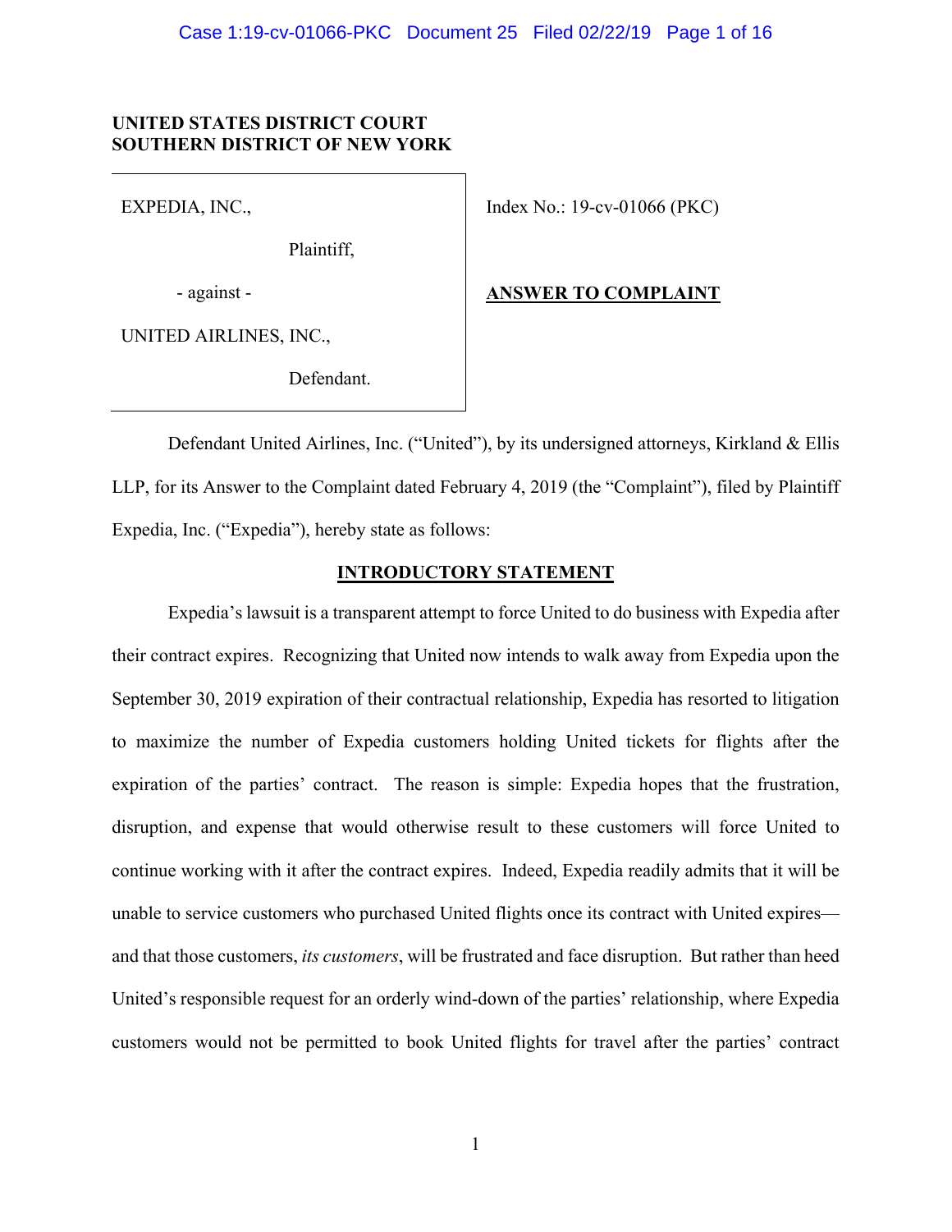**UNITED STATES DISTRICT COURT**
**SOUTHERN DISTRICT OF NEW YORK**

| | |
|---|---|
| EXPEDIA, INC.,<br><br>Plaintiff,<br><br>- against -<br><br>UNITED AIRLINES, INC.,<br><br>Defendant. | Index No.: 19-cv-01066 (PKC)<br><br>**ANSWER TO COMPLAINT** |

Defendant United Airlines, Inc. ("United"), by its undersigned attorneys, Kirkland & Ellis LLP, for its Answer to the Complaint dated February 4, 2019 (the "Complaint"), filed by Plaintiff Expedia, Inc. ("Expedia"), hereby state as follows:

## INTRODUCTORY STATEMENT

Expedia's lawsuit is a transparent attempt to force United to do business with Expedia after their contract expires. Recognizing that United now intends to walk away from Expedia upon the September 30, 2019 expiration of their contractual relationship, Expedia has resorted to litigation to maximize the number of Expedia customers holding United tickets for flights after the expiration of the parties' contract. The reason is simple: Expedia hopes that the frustration, disruption, and expense that would otherwise result to these customers will force United to continue working with it after the contract expires. Indeed, Expedia readily admits that it will be unable to service customers who purchased United flights once its contract with United expires—and that those customers, *its customers*, will be frustrated and face disruption. But rather than heed United's responsible request for an orderly wind-down of the parties' relationship, where Expedia customers would not be permitted to book United flights for travel after the parties' contract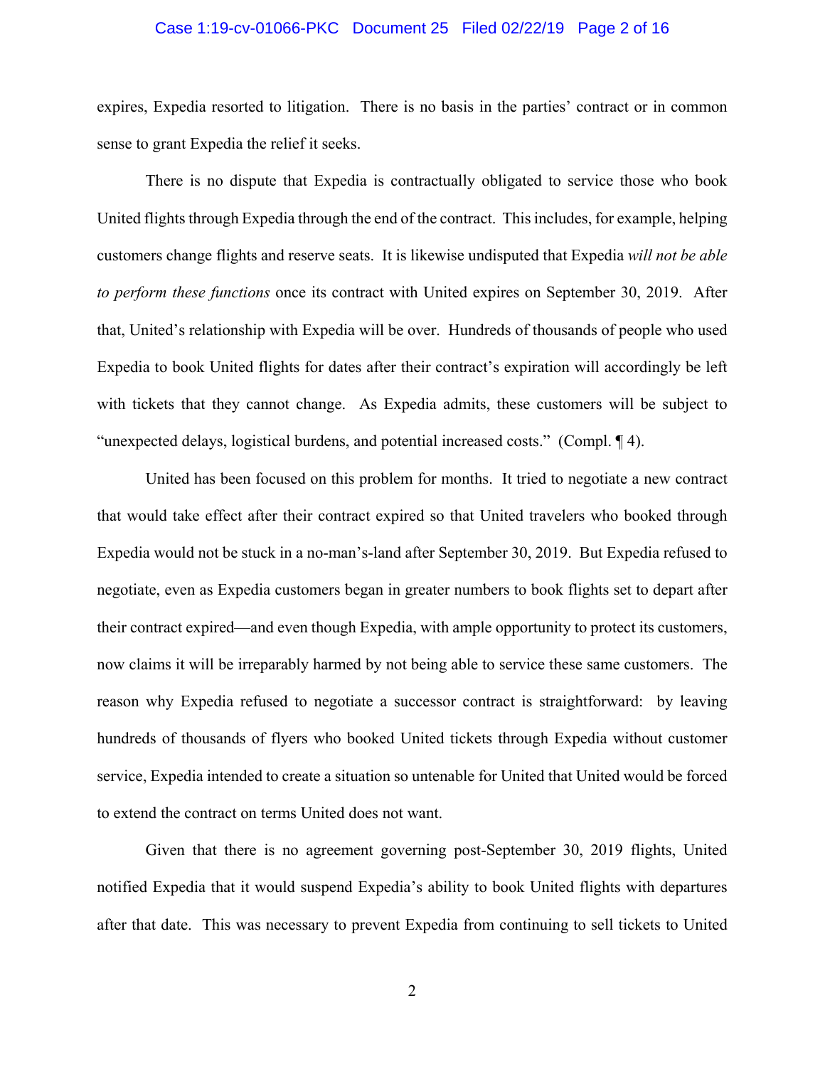expires, Expedia resorted to litigation. There is no basis in the parties' contract or in common sense to grant Expedia the relief it seeks.

There is no dispute that Expedia is contractually obligated to service those who book United flights through Expedia through the end of the contract. This includes, for example, helping customers change flights and reserve seats. It is likewise undisputed that Expedia *will not be able to perform these functions* once its contract with United expires on September 30, 2019. After that, United's relationship with Expedia will be over. Hundreds of thousands of people who used Expedia to book United flights for dates after their contract's expiration will accordingly be left with tickets that they cannot change. As Expedia admits, these customers will be subject to "unexpected delays, logistical burdens, and potential increased costs." (Compl. ¶ 4).

United has been focused on this problem for months. It tried to negotiate a new contract that would take effect after their contract expired so that United travelers who booked through Expedia would not be stuck in a no-man's-land after September 30, 2019. But Expedia refused to negotiate, even as Expedia customers began in greater numbers to book flights set to depart after their contract expired—and even though Expedia, with ample opportunity to protect its customers, now claims it will be irreparably harmed by not being able to service these same customers. The reason why Expedia refused to negotiate a successor contract is straightforward: by leaving hundreds of thousands of flyers who booked United tickets through Expedia without customer service, Expedia intended to create a situation so untenable for United that United would be forced to extend the contract on terms United does not want.

Given that there is no agreement governing post-September 30, 2019 flights, United notified Expedia that it would suspend Expedia's ability to book United flights with departures after that date. This was necessary to prevent Expedia from continuing to sell tickets to United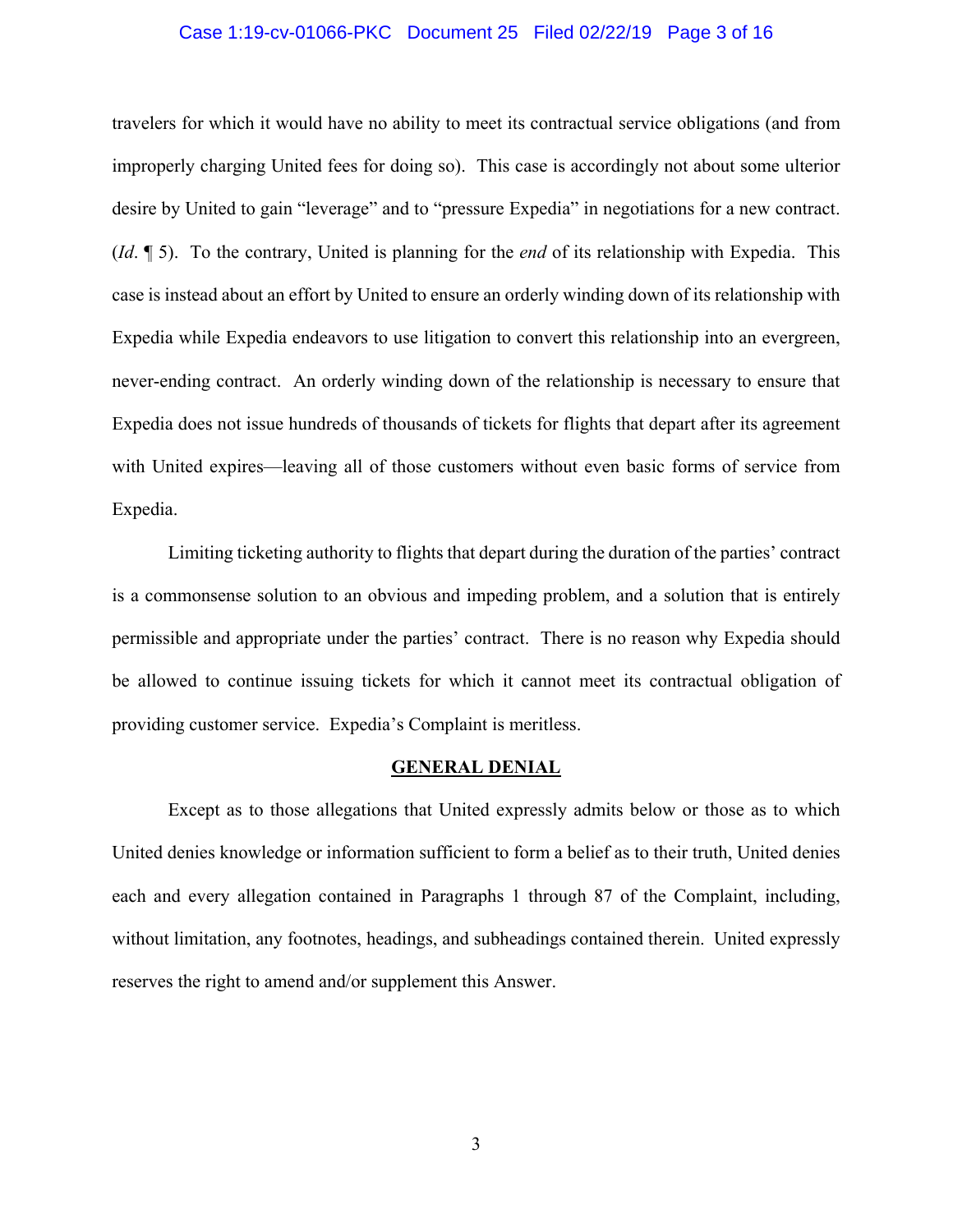travelers for which it would have no ability to meet its contractual service obligations (and from improperly charging United fees for doing so). This case is accordingly not about some ulterior desire by United to gain "leverage" and to "pressure Expedia" in negotiations for a new contract. (*Id*. ¶ 5). To the contrary, United is planning for the *end* of its relationship with Expedia. This case is instead about an effort by United to ensure an orderly winding down of its relationship with Expedia while Expedia endeavors to use litigation to convert this relationship into an evergreen, never-ending contract. An orderly winding down of the relationship is necessary to ensure that Expedia does not issue hundreds of thousands of tickets for flights that depart after its agreement with United expires—leaving all of those customers without even basic forms of service from Expedia.

Limiting ticketing authority to flights that depart during the duration of the parties' contract is a commonsense solution to an obvious and impeding problem, and a solution that is entirely permissible and appropriate under the parties' contract. There is no reason why Expedia should be allowed to continue issuing tickets for which it cannot meet its contractual obligation of providing customer service. Expedia's Complaint is meritless.

## GENERAL DENIAL

Except as to those allegations that United expressly admits below or those as to which United denies knowledge or information sufficient to form a belief as to their truth, United denies each and every allegation contained in Paragraphs 1 through 87 of the Complaint, including, without limitation, any footnotes, headings, and subheadings contained therein. United expressly reserves the right to amend and/or supplement this Answer.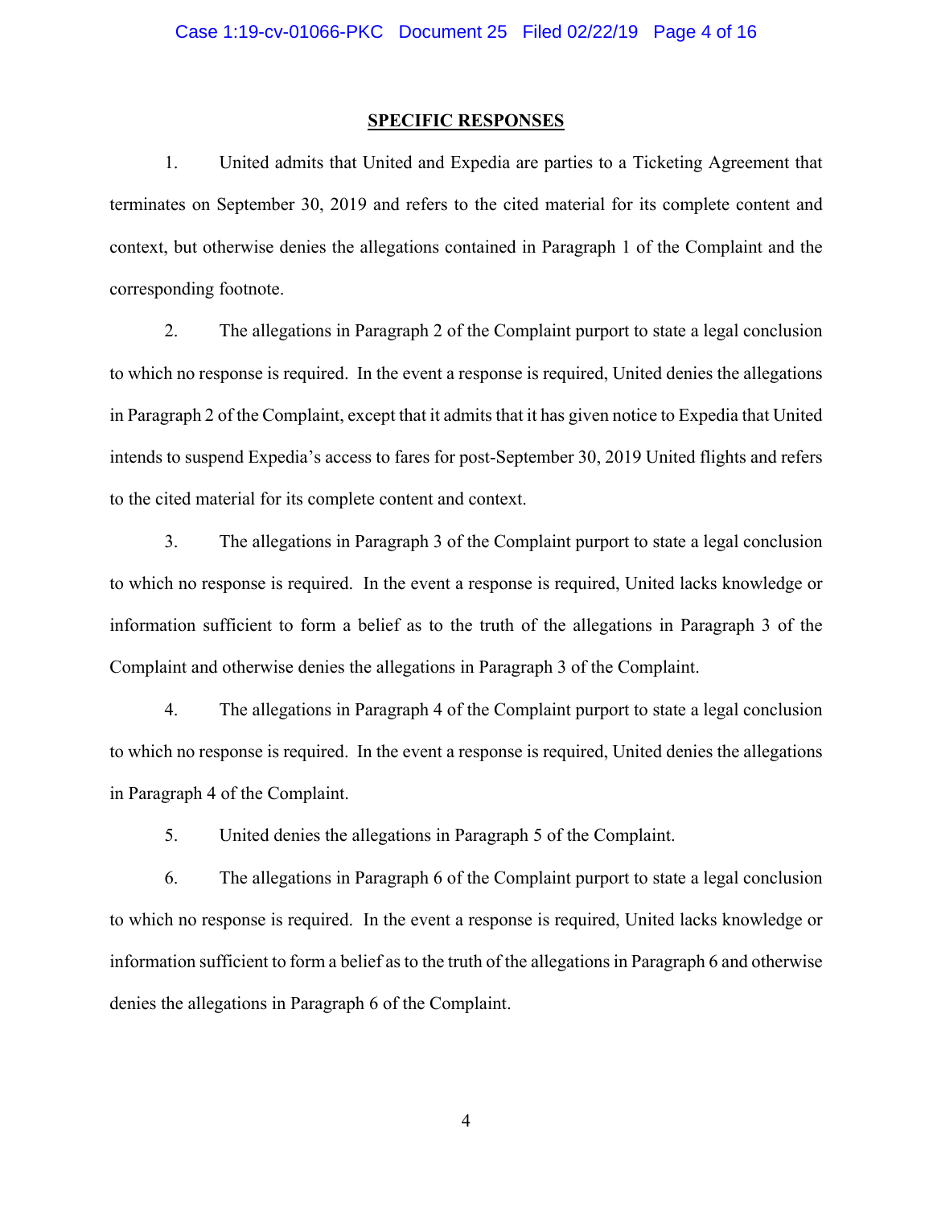## SPECIFIC RESPONSES

1. United admits that United and Expedia are parties to a Ticketing Agreement that terminates on September 30, 2019 and refers to the cited material for its complete content and context, but otherwise denies the allegations contained in Paragraph 1 of the Complaint and the corresponding footnote.

2. The allegations in Paragraph 2 of the Complaint purport to state a legal conclusion to which no response is required. In the event a response is required, United denies the allegations in Paragraph 2 of the Complaint, except that it admits that it has given notice to Expedia that United intends to suspend Expedia's access to fares for post-September 30, 2019 United flights and refers to the cited material for its complete content and context.

3. The allegations in Paragraph 3 of the Complaint purport to state a legal conclusion to which no response is required. In the event a response is required, United lacks knowledge or information sufficient to form a belief as to the truth of the allegations in Paragraph 3 of the Complaint and otherwise denies the allegations in Paragraph 3 of the Complaint.

4. The allegations in Paragraph 4 of the Complaint purport to state a legal conclusion to which no response is required. In the event a response is required, United denies the allegations in Paragraph 4 of the Complaint.

5. United denies the allegations in Paragraph 5 of the Complaint.

6. The allegations in Paragraph 6 of the Complaint purport to state a legal conclusion to which no response is required. In the event a response is required, United lacks knowledge or information sufficient to form a belief as to the truth of the allegations in Paragraph 6 and otherwise denies the allegations in Paragraph 6 of the Complaint.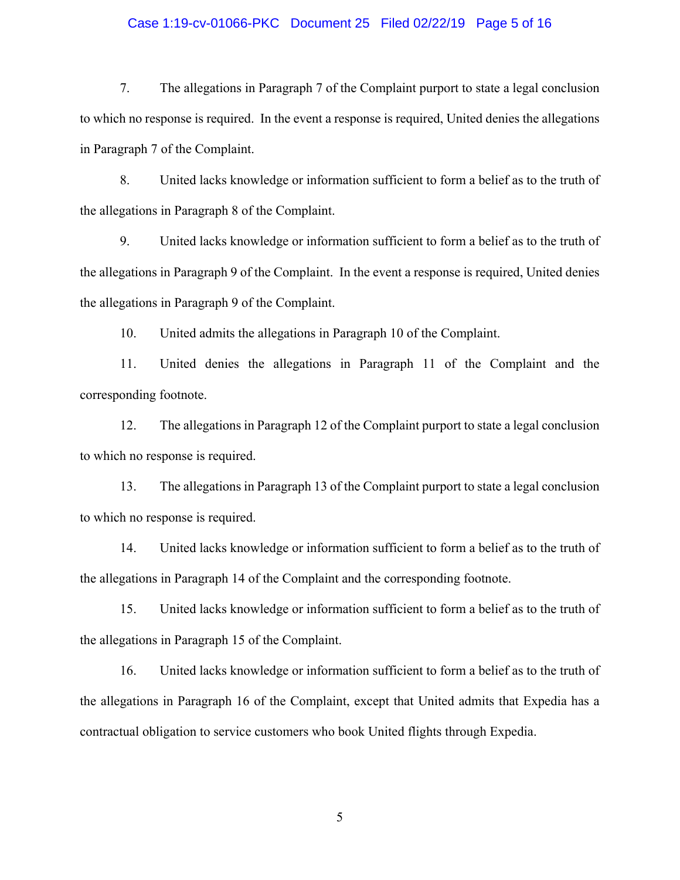7. The allegations in Paragraph 7 of the Complaint purport to state a legal conclusion to which no response is required. In the event a response is required, United denies the allegations in Paragraph 7 of the Complaint.

8. United lacks knowledge or information sufficient to form a belief as to the truth of the allegations in Paragraph 8 of the Complaint.

9. United lacks knowledge or information sufficient to form a belief as to the truth of the allegations in Paragraph 9 of the Complaint. In the event a response is required, United denies the allegations in Paragraph 9 of the Complaint.

10. United admits the allegations in Paragraph 10 of the Complaint.

11. United denies the allegations in Paragraph 11 of the Complaint and the corresponding footnote.

12. The allegations in Paragraph 12 of the Complaint purport to state a legal conclusion to which no response is required.

13. The allegations in Paragraph 13 of the Complaint purport to state a legal conclusion to which no response is required.

14. United lacks knowledge or information sufficient to form a belief as to the truth of the allegations in Paragraph 14 of the Complaint and the corresponding footnote.

15. United lacks knowledge or information sufficient to form a belief as to the truth of the allegations in Paragraph 15 of the Complaint.

16. United lacks knowledge or information sufficient to form a belief as to the truth of the allegations in Paragraph 16 of the Complaint, except that United admits that Expedia has a contractual obligation to service customers who book United flights through Expedia.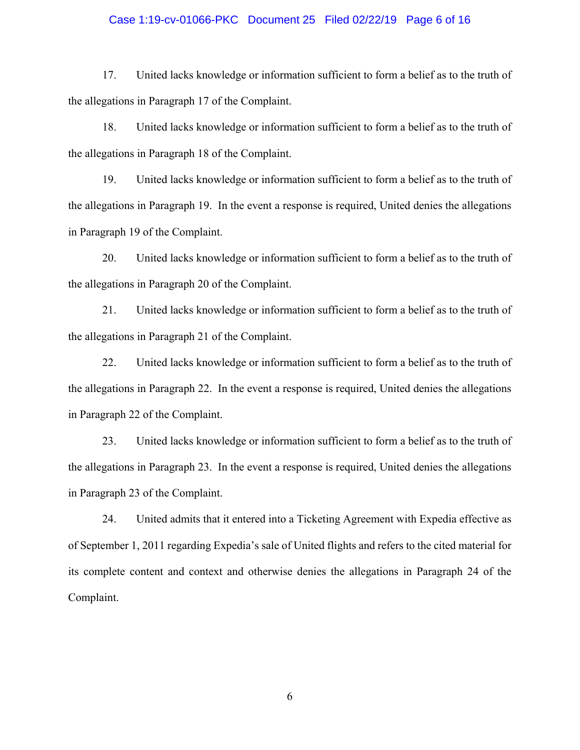17. United lacks knowledge or information sufficient to form a belief as to the truth of the allegations in Paragraph 17 of the Complaint.

18. United lacks knowledge or information sufficient to form a belief as to the truth of the allegations in Paragraph 18 of the Complaint.

19. United lacks knowledge or information sufficient to form a belief as to the truth of the allegations in Paragraph 19. In the event a response is required, United denies the allegations in Paragraph 19 of the Complaint.

20. United lacks knowledge or information sufficient to form a belief as to the truth of the allegations in Paragraph 20 of the Complaint.

21. United lacks knowledge or information sufficient to form a belief as to the truth of the allegations in Paragraph 21 of the Complaint.

22. United lacks knowledge or information sufficient to form a belief as to the truth of the allegations in Paragraph 22. In the event a response is required, United denies the allegations in Paragraph 22 of the Complaint.

23. United lacks knowledge or information sufficient to form a belief as to the truth of the allegations in Paragraph 23. In the event a response is required, United denies the allegations in Paragraph 23 of the Complaint.

24. United admits that it entered into a Ticketing Agreement with Expedia effective as of September 1, 2011 regarding Expedia's sale of United flights and refers to the cited material for its complete content and context and otherwise denies the allegations in Paragraph 24 of the Complaint.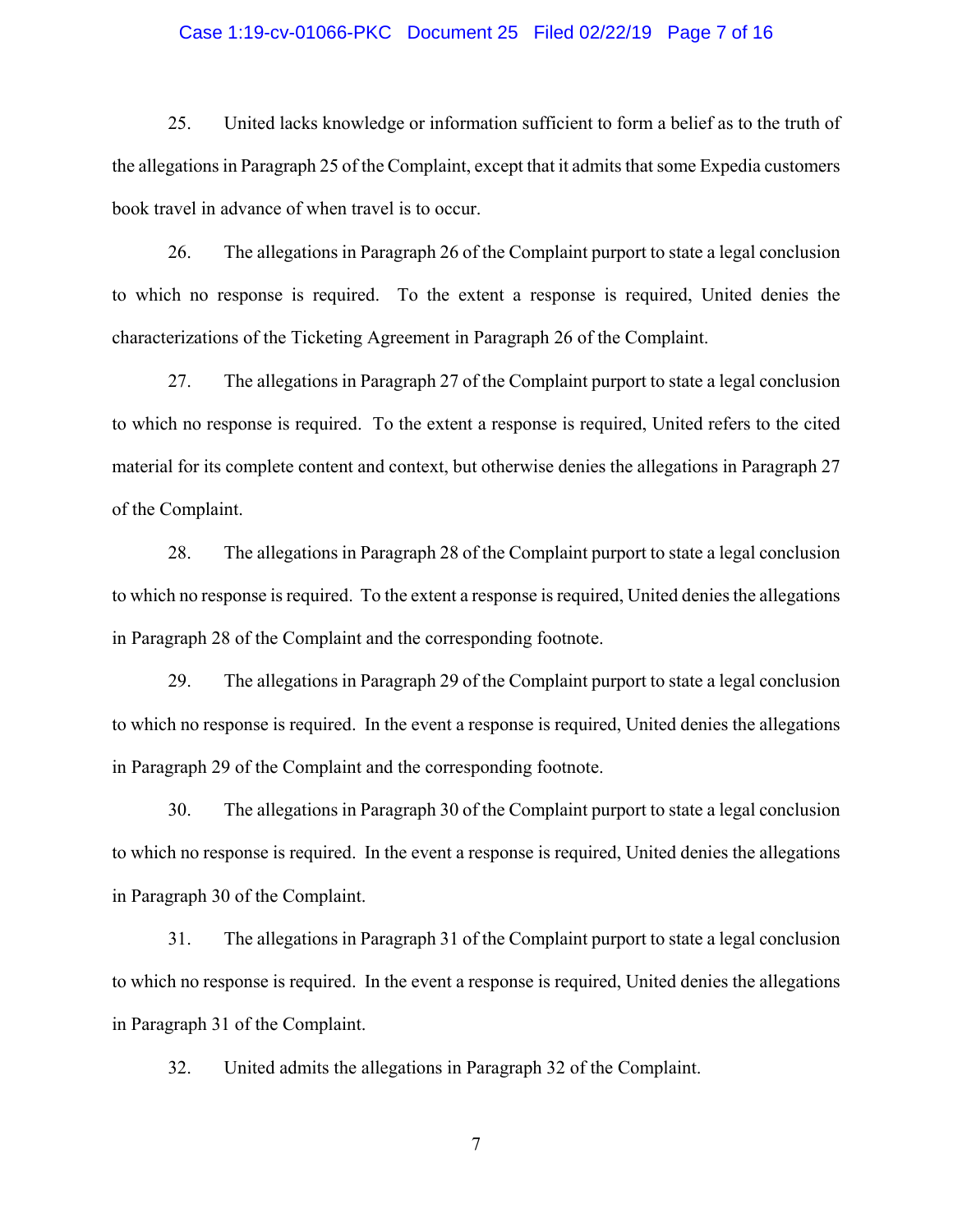25. United lacks knowledge or information sufficient to form a belief as to the truth of the allegations in Paragraph 25 of the Complaint, except that it admits that some Expedia customers book travel in advance of when travel is to occur.

26. The allegations in Paragraph 26 of the Complaint purport to state a legal conclusion to which no response is required. To the extent a response is required, United denies the characterizations of the Ticketing Agreement in Paragraph 26 of the Complaint.

27. The allegations in Paragraph 27 of the Complaint purport to state a legal conclusion to which no response is required. To the extent a response is required, United refers to the cited material for its complete content and context, but otherwise denies the allegations in Paragraph 27 of the Complaint.

28. The allegations in Paragraph 28 of the Complaint purport to state a legal conclusion to which no response is required. To the extent a response is required, United denies the allegations in Paragraph 28 of the Complaint and the corresponding footnote.

29. The allegations in Paragraph 29 of the Complaint purport to state a legal conclusion to which no response is required. In the event a response is required, United denies the allegations in Paragraph 29 of the Complaint and the corresponding footnote.

30. The allegations in Paragraph 30 of the Complaint purport to state a legal conclusion to which no response is required. In the event a response is required, United denies the allegations in Paragraph 30 of the Complaint.

31. The allegations in Paragraph 31 of the Complaint purport to state a legal conclusion to which no response is required. In the event a response is required, United denies the allegations in Paragraph 31 of the Complaint.

32. United admits the allegations in Paragraph 32 of the Complaint.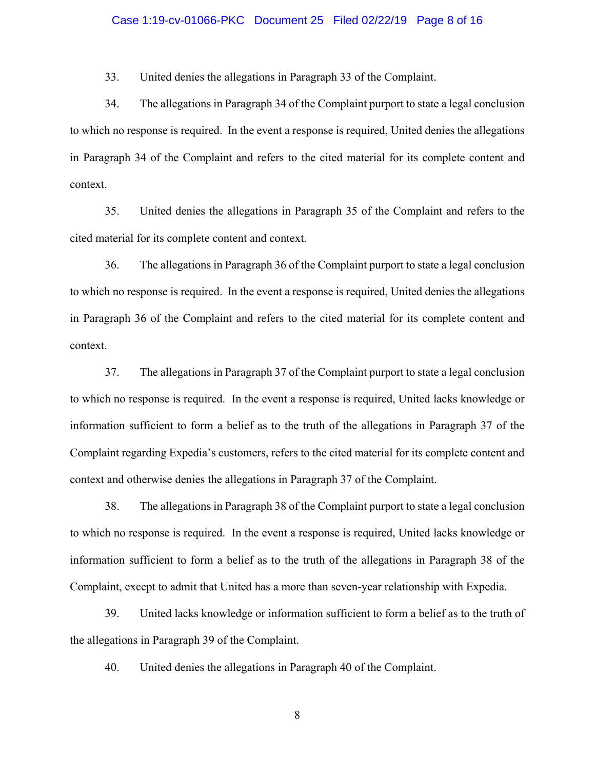33. United denies the allegations in Paragraph 33 of the Complaint.

34. The allegations in Paragraph 34 of the Complaint purport to state a legal conclusion to which no response is required. In the event a response is required, United denies the allegations in Paragraph 34 of the Complaint and refers to the cited material for its complete content and context.

35. United denies the allegations in Paragraph 35 of the Complaint and refers to the cited material for its complete content and context.

36. The allegations in Paragraph 36 of the Complaint purport to state a legal conclusion to which no response is required. In the event a response is required, United denies the allegations in Paragraph 36 of the Complaint and refers to the cited material for its complete content and context.

37. The allegations in Paragraph 37 of the Complaint purport to state a legal conclusion to which no response is required. In the event a response is required, United lacks knowledge or information sufficient to form a belief as to the truth of the allegations in Paragraph 37 of the Complaint regarding Expedia's customers, refers to the cited material for its complete content and context and otherwise denies the allegations in Paragraph 37 of the Complaint.

38. The allegations in Paragraph 38 of the Complaint purport to state a legal conclusion to which no response is required. In the event a response is required, United lacks knowledge or information sufficient to form a belief as to the truth of the allegations in Paragraph 38 of the Complaint, except to admit that United has a more than seven-year relationship with Expedia.

39. United lacks knowledge or information sufficient to form a belief as to the truth of the allegations in Paragraph 39 of the Complaint.

40. United denies the allegations in Paragraph 40 of the Complaint.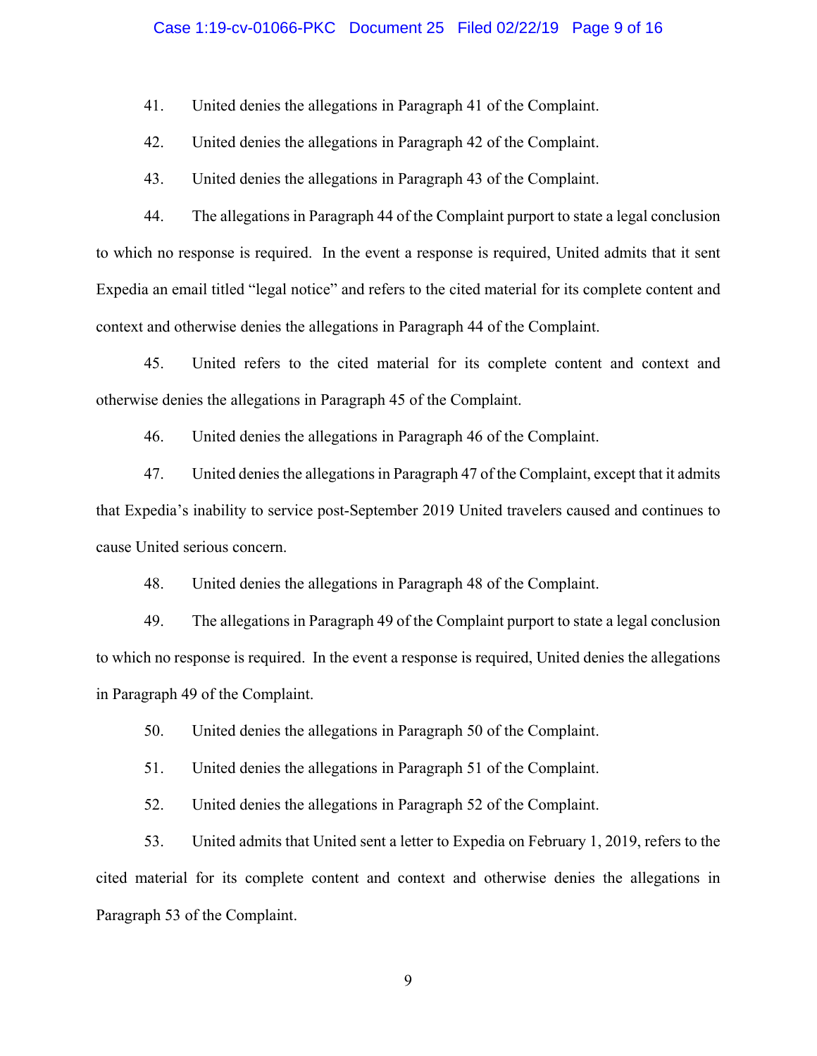41. United denies the allegations in Paragraph 41 of the Complaint.

42. United denies the allegations in Paragraph 42 of the Complaint.

43. United denies the allegations in Paragraph 43 of the Complaint.

44. The allegations in Paragraph 44 of the Complaint purport to state a legal conclusion to which no response is required. In the event a response is required, United admits that it sent Expedia an email titled "legal notice" and refers to the cited material for its complete content and context and otherwise denies the allegations in Paragraph 44 of the Complaint.

45. United refers to the cited material for its complete content and context and otherwise denies the allegations in Paragraph 45 of the Complaint.

46. United denies the allegations in Paragraph 46 of the Complaint.

47. United denies the allegations in Paragraph 47 of the Complaint, except that it admits that Expedia's inability to service post-September 2019 United travelers caused and continues to cause United serious concern.

48. United denies the allegations in Paragraph 48 of the Complaint.

49. The allegations in Paragraph 49 of the Complaint purport to state a legal conclusion to which no response is required. In the event a response is required, United denies the allegations in Paragraph 49 of the Complaint.

50. United denies the allegations in Paragraph 50 of the Complaint.

51. United denies the allegations in Paragraph 51 of the Complaint.

52. United denies the allegations in Paragraph 52 of the Complaint.

53. United admits that United sent a letter to Expedia on February 1, 2019, refers to the cited material for its complete content and context and otherwise denies the allegations in Paragraph 53 of the Complaint.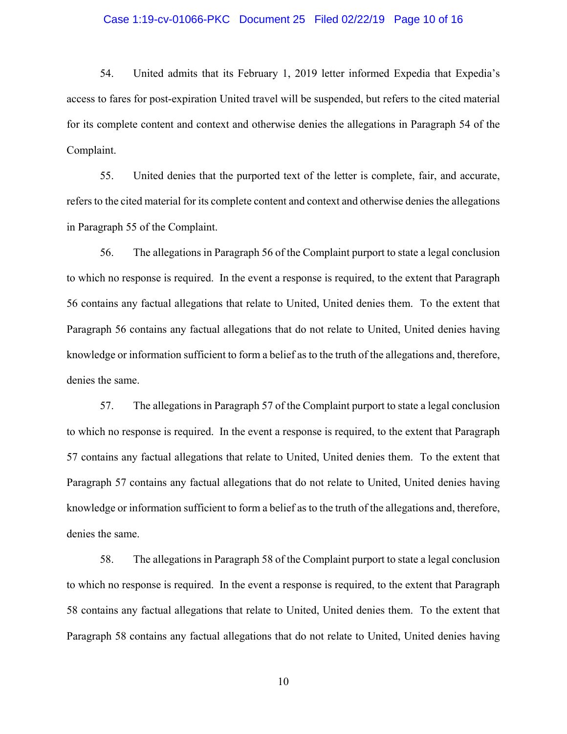54. United admits that its February 1, 2019 letter informed Expedia that Expedia's access to fares for post-expiration United travel will be suspended, but refers to the cited material for its complete content and context and otherwise denies the allegations in Paragraph 54 of the Complaint.

55. United denies that the purported text of the letter is complete, fair, and accurate, refers to the cited material for its complete content and context and otherwise denies the allegations in Paragraph 55 of the Complaint.

56. The allegations in Paragraph 56 of the Complaint purport to state a legal conclusion to which no response is required. In the event a response is required, to the extent that Paragraph 56 contains any factual allegations that relate to United, United denies them. To the extent that Paragraph 56 contains any factual allegations that do not relate to United, United denies having knowledge or information sufficient to form a belief as to the truth of the allegations and, therefore, denies the same.

57. The allegations in Paragraph 57 of the Complaint purport to state a legal conclusion to which no response is required. In the event a response is required, to the extent that Paragraph 57 contains any factual allegations that relate to United, United denies them. To the extent that Paragraph 57 contains any factual allegations that do not relate to United, United denies having knowledge or information sufficient to form a belief as to the truth of the allegations and, therefore, denies the same.

58. The allegations in Paragraph 58 of the Complaint purport to state a legal conclusion to which no response is required. In the event a response is required, to the extent that Paragraph 58 contains any factual allegations that relate to United, United denies them. To the extent that Paragraph 58 contains any factual allegations that do not relate to United, United denies having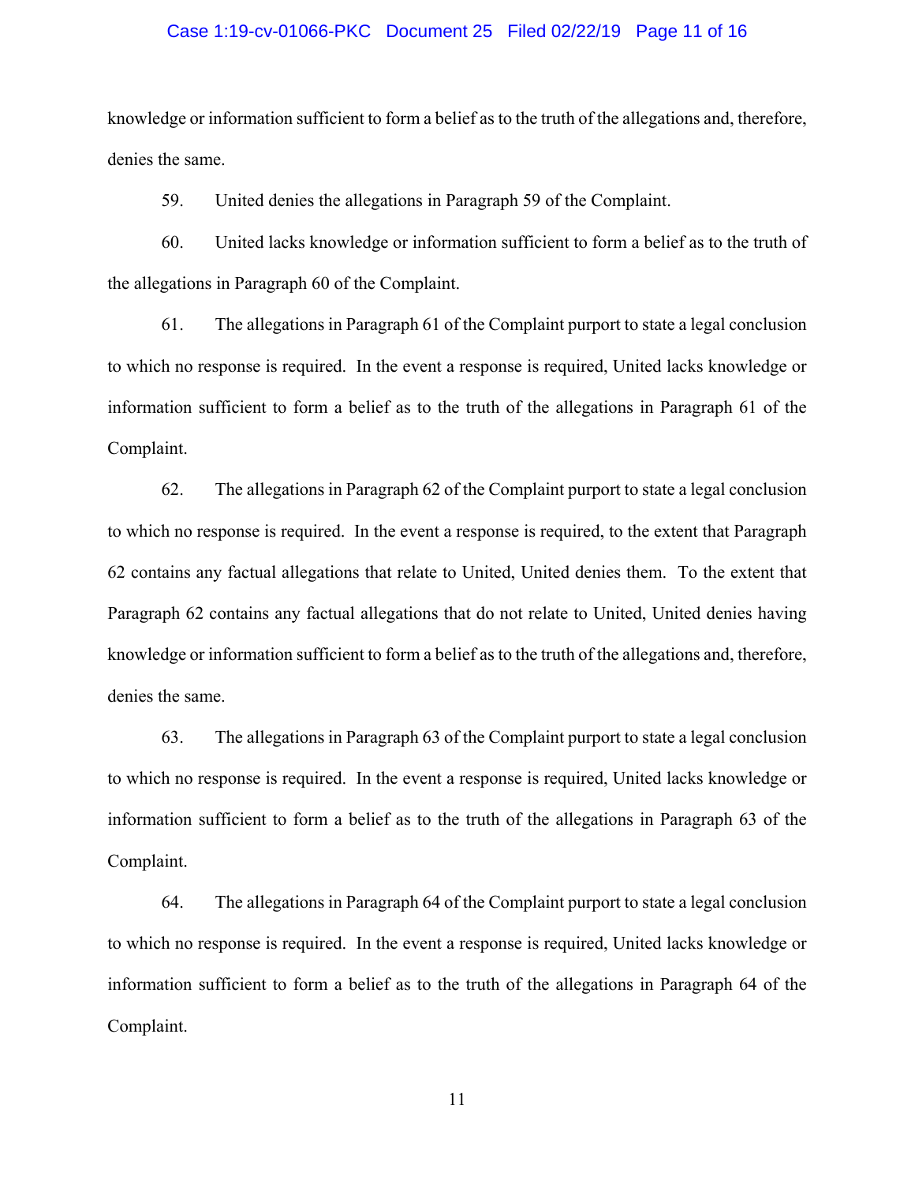knowledge or information sufficient to form a belief as to the truth of the allegations and, therefore, denies the same.

59. United denies the allegations in Paragraph 59 of the Complaint.

60. United lacks knowledge or information sufficient to form a belief as to the truth of the allegations in Paragraph 60 of the Complaint.

61. The allegations in Paragraph 61 of the Complaint purport to state a legal conclusion to which no response is required. In the event a response is required, United lacks knowledge or information sufficient to form a belief as to the truth of the allegations in Paragraph 61 of the Complaint.

62. The allegations in Paragraph 62 of the Complaint purport to state a legal conclusion to which no response is required. In the event a response is required, to the extent that Paragraph 62 contains any factual allegations that relate to United, United denies them. To the extent that Paragraph 62 contains any factual allegations that do not relate to United, United denies having knowledge or information sufficient to form a belief as to the truth of the allegations and, therefore, denies the same.

63. The allegations in Paragraph 63 of the Complaint purport to state a legal conclusion to which no response is required. In the event a response is required, United lacks knowledge or information sufficient to form a belief as to the truth of the allegations in Paragraph 63 of the Complaint.

64. The allegations in Paragraph 64 of the Complaint purport to state a legal conclusion to which no response is required. In the event a response is required, United lacks knowledge or information sufficient to form a belief as to the truth of the allegations in Paragraph 64 of the Complaint.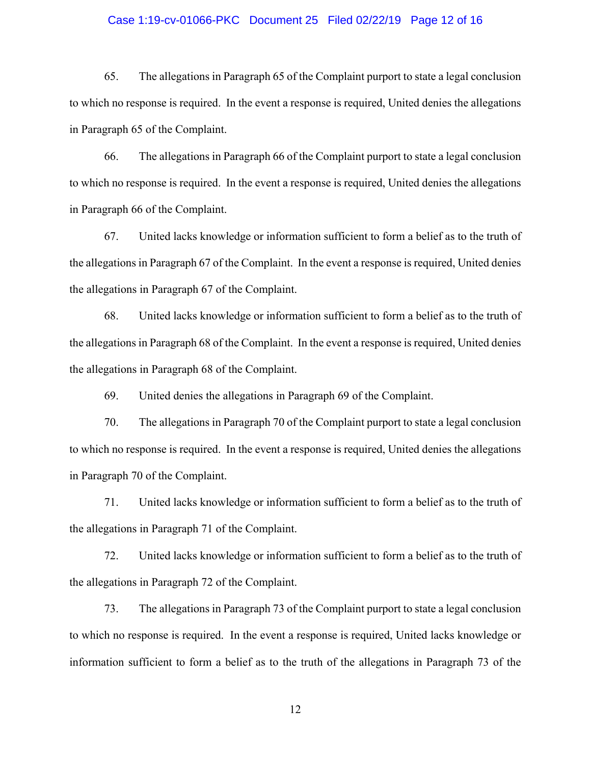65. The allegations in Paragraph 65 of the Complaint purport to state a legal conclusion to which no response is required. In the event a response is required, United denies the allegations in Paragraph 65 of the Complaint.

66. The allegations in Paragraph 66 of the Complaint purport to state a legal conclusion to which no response is required. In the event a response is required, United denies the allegations in Paragraph 66 of the Complaint.

67. United lacks knowledge or information sufficient to form a belief as to the truth of the allegations in Paragraph 67 of the Complaint. In the event a response is required, United denies the allegations in Paragraph 67 of the Complaint.

68. United lacks knowledge or information sufficient to form a belief as to the truth of the allegations in Paragraph 68 of the Complaint. In the event a response is required, United denies the allegations in Paragraph 68 of the Complaint.

69. United denies the allegations in Paragraph 69 of the Complaint.

70. The allegations in Paragraph 70 of the Complaint purport to state a legal conclusion to which no response is required. In the event a response is required, United denies the allegations in Paragraph 70 of the Complaint.

71. United lacks knowledge or information sufficient to form a belief as to the truth of the allegations in Paragraph 71 of the Complaint.

72. United lacks knowledge or information sufficient to form a belief as to the truth of the allegations in Paragraph 72 of the Complaint.

73. The allegations in Paragraph 73 of the Complaint purport to state a legal conclusion to which no response is required. In the event a response is required, United lacks knowledge or information sufficient to form a belief as to the truth of the allegations in Paragraph 73 of the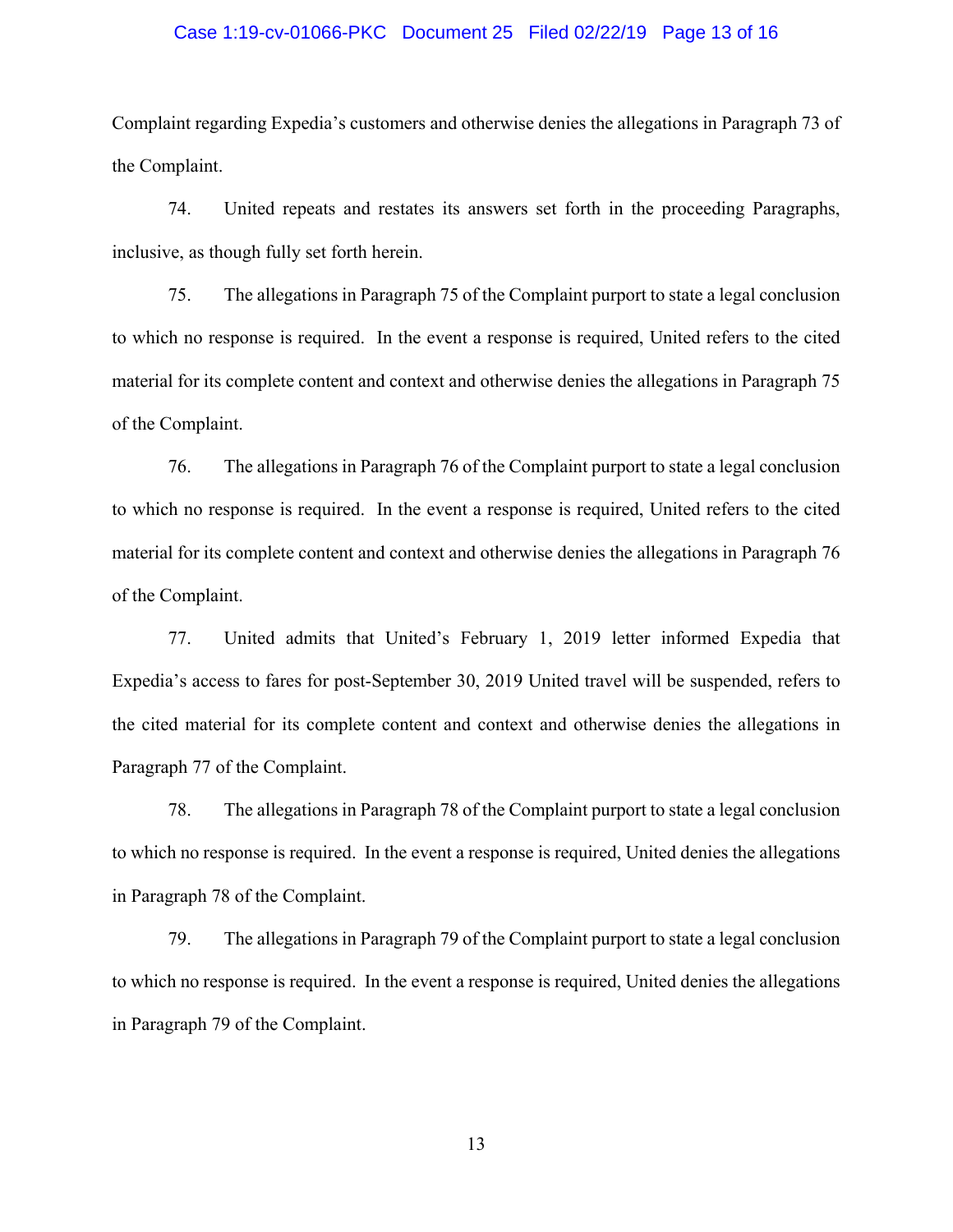Complaint regarding Expedia's customers and otherwise denies the allegations in Paragraph 73 of the Complaint.

74. United repeats and restates its answers set forth in the proceeding Paragraphs, inclusive, as though fully set forth herein.

75. The allegations in Paragraph 75 of the Complaint purport to state a legal conclusion to which no response is required. In the event a response is required, United refers to the cited material for its complete content and context and otherwise denies the allegations in Paragraph 75 of the Complaint.

76. The allegations in Paragraph 76 of the Complaint purport to state a legal conclusion to which no response is required. In the event a response is required, United refers to the cited material for its complete content and context and otherwise denies the allegations in Paragraph 76 of the Complaint.

77. United admits that United's February 1, 2019 letter informed Expedia that Expedia's access to fares for post-September 30, 2019 United travel will be suspended, refers to the cited material for its complete content and context and otherwise denies the allegations in Paragraph 77 of the Complaint.

78. The allegations in Paragraph 78 of the Complaint purport to state a legal conclusion to which no response is required. In the event a response is required, United denies the allegations in Paragraph 78 of the Complaint.

79. The allegations in Paragraph 79 of the Complaint purport to state a legal conclusion to which no response is required. In the event a response is required, United denies the allegations in Paragraph 79 of the Complaint.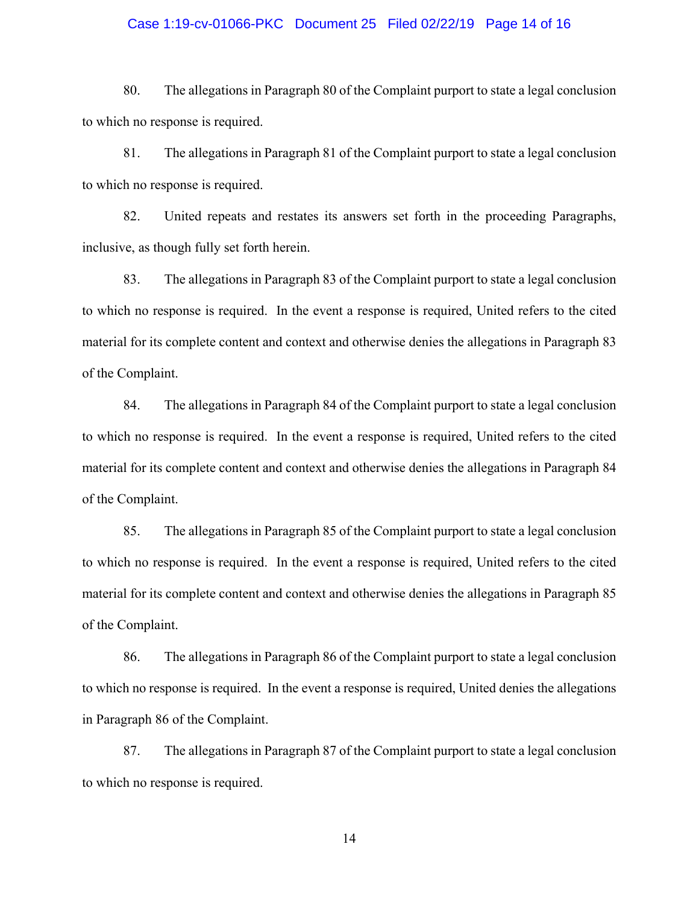80. The allegations in Paragraph 80 of the Complaint purport to state a legal conclusion to which no response is required.

81. The allegations in Paragraph 81 of the Complaint purport to state a legal conclusion to which no response is required.

82. United repeats and restates its answers set forth in the proceeding Paragraphs, inclusive, as though fully set forth herein.

83. The allegations in Paragraph 83 of the Complaint purport to state a legal conclusion to which no response is required. In the event a response is required, United refers to the cited material for its complete content and context and otherwise denies the allegations in Paragraph 83 of the Complaint.

84. The allegations in Paragraph 84 of the Complaint purport to state a legal conclusion to which no response is required. In the event a response is required, United refers to the cited material for its complete content and context and otherwise denies the allegations in Paragraph 84 of the Complaint.

85. The allegations in Paragraph 85 of the Complaint purport to state a legal conclusion to which no response is required. In the event a response is required, United refers to the cited material for its complete content and context and otherwise denies the allegations in Paragraph 85 of the Complaint.

86. The allegations in Paragraph 86 of the Complaint purport to state a legal conclusion to which no response is required. In the event a response is required, United denies the allegations in Paragraph 86 of the Complaint.

87. The allegations in Paragraph 87 of the Complaint purport to state a legal conclusion to which no response is required.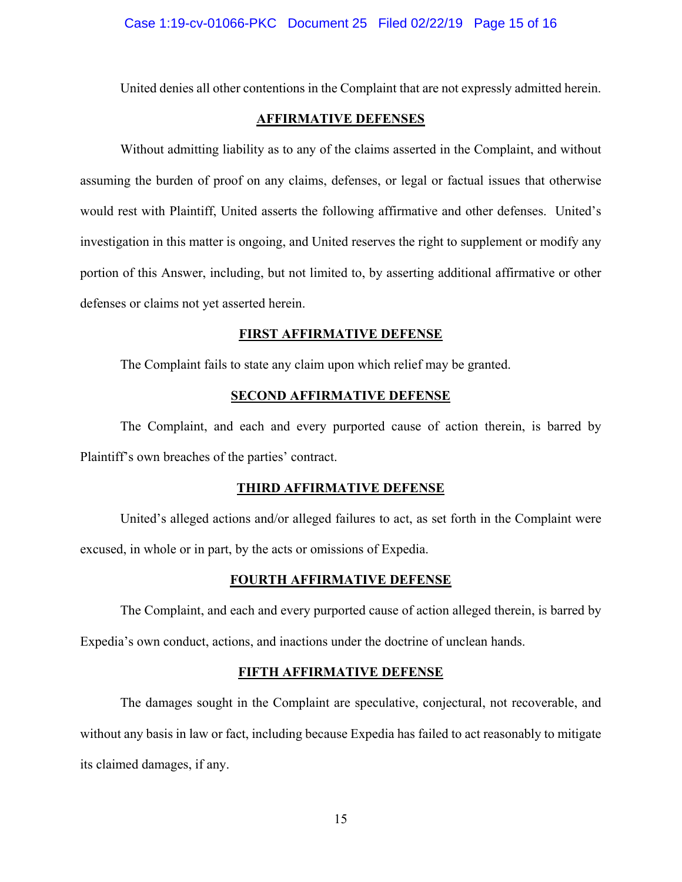United denies all other contentions in the Complaint that are not expressly admitted herein.

## AFFIRMATIVE DEFENSES

Without admitting liability as to any of the claims asserted in the Complaint, and without assuming the burden of proof on any claims, defenses, or legal or factual issues that otherwise would rest with Plaintiff, United asserts the following affirmative and other defenses. United's investigation in this matter is ongoing, and United reserves the right to supplement or modify any portion of this Answer, including, but not limited to, by asserting additional affirmative or other defenses or claims not yet asserted herein.

### FIRST AFFIRMATIVE DEFENSE

The Complaint fails to state any claim upon which relief may be granted.

### SECOND AFFIRMATIVE DEFENSE

The Complaint, and each and every purported cause of action therein, is barred by Plaintiff's own breaches of the parties' contract.

### THIRD AFFIRMATIVE DEFENSE

United's alleged actions and/or alleged failures to act, as set forth in the Complaint were excused, in whole or in part, by the acts or omissions of Expedia.

### FOURTH AFFIRMATIVE DEFENSE

The Complaint, and each and every purported cause of action alleged therein, is barred by Expedia's own conduct, actions, and inactions under the doctrine of unclean hands.

### FIFTH AFFIRMATIVE DEFENSE

The damages sought in the Complaint are speculative, conjectural, not recoverable, and without any basis in law or fact, including because Expedia has failed to act reasonably to mitigate its claimed damages, if any.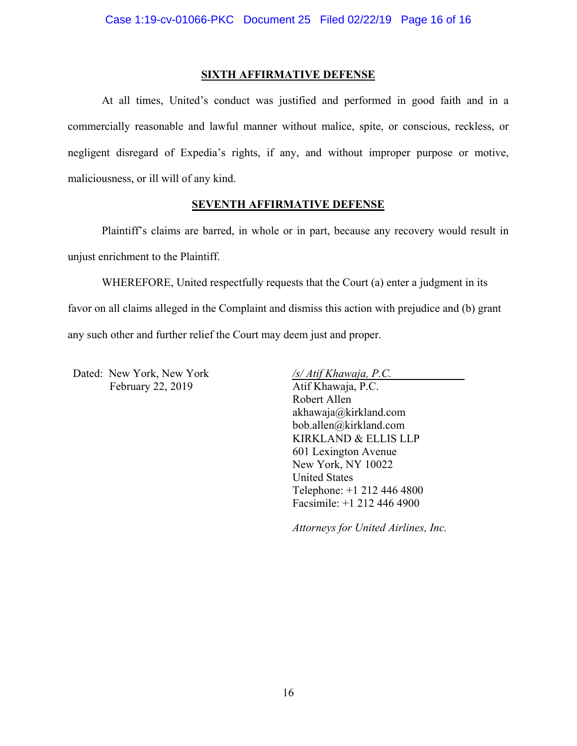**SIXTH AFFIRMATIVE DEFENSE**

At all times, United's conduct was justified and performed in good faith and in a commercially reasonable and lawful manner without malice, spite, or conscious, reckless, or negligent disregard of Expedia's rights, if any, and without improper purpose or motive, maliciousness, or ill will of any kind.

**SEVENTH AFFIRMATIVE DEFENSE**

Plaintiff's claims are barred, in whole or in part, because any recovery would result in unjust enrichment to the Plaintiff.

WHEREFORE, United respectfully requests that the Court (a) enter a judgment in its favor on all claims alleged in the Complaint and dismiss this action with prejudice and (b) grant any such other and further relief the Court may deem just and proper.

Dated: New York, New York
February 22, 2019

*/s/ Atif Khawaja, P.C.*
Atif Khawaja, P.C.
Robert Allen
akhawaja@kirkland.com
bob.allen@kirkland.com
KIRKLAND & ELLIS LLP
601 Lexington Avenue
New York, NY 10022
United States
Telephone: +1 212 446 4800
Facsimile: +1 212 446 4900

*Attorneys for United Airlines, Inc.*